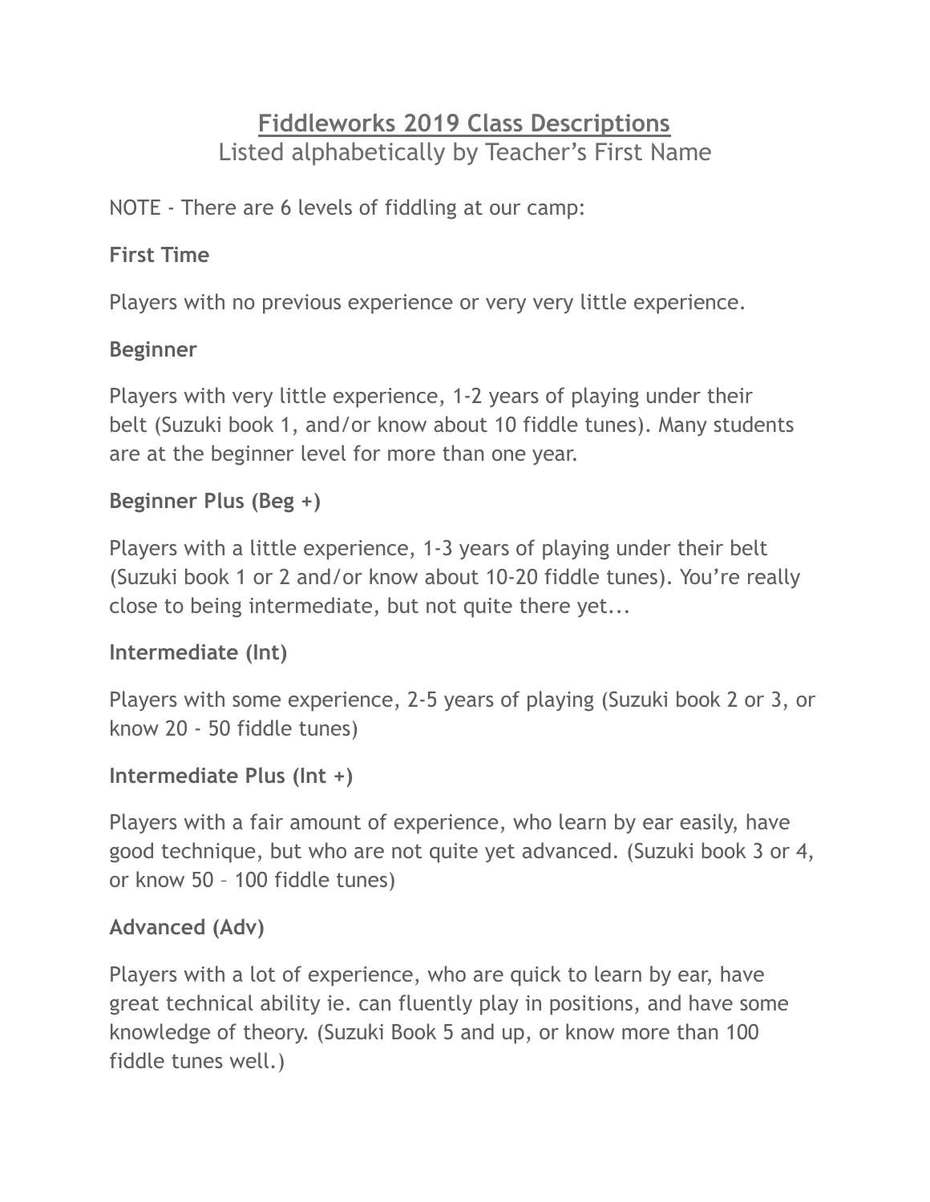# Fiddleworks 2019 Class Descriptions

Listed alphabetically by Teacher's First Name

NOTE - There are 6 levels of fiddling at our camp:

**First Time**

Players with no previous experience or very very little experience.

**Beginner**

Players with very little experience, 1-2 years of playing under their belt (Suzuki book 1, and/or know about 10 fiddle tunes). Many students are at the beginner level for more than one year.

**Beginner Plus (Beg +)**

Players with a little experience, 1-3 years of playing under their belt (Suzuki book 1 or 2 and/or know about 10-20 fiddle tunes). You're really close to being intermediate, but not quite there yet...

**Intermediate (Int)**

Players with some experience, 2-5 years of playing (Suzuki book 2 or 3, or know 20 - 50 fiddle tunes)

**Intermediate Plus (Int +)**

Players with a fair amount of experience, who learn by ear easily, have good technique, but who are not quite yet advanced. (Suzuki book 3 or 4, or know 50 – 100 fiddle tunes)

**Advanced (Adv)**

Players with a lot of experience, who are quick to learn by ear, have great technical ability ie. can fluently play in positions, and have some knowledge of theory. (Suzuki Book 5 and up, or know more than 100 fiddle tunes well.)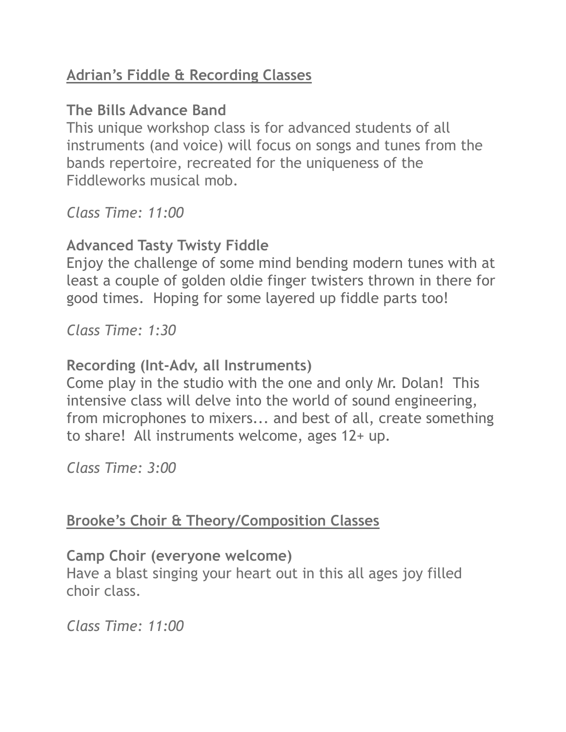## Adrian’s Fiddle & Recording Classes

### The Bills Advance Band

This unique workshop class is for advanced students of all instruments (and voice) will focus on songs and tunes from the bands repertoire, recreated for the uniqueness of the Fiddleworks musical mob.

*Class Time: 11:00*

### Advanced Tasty Twisty Fiddle

Enjoy the challenge of some mind bending modern tunes with at least a couple of golden oldie finger twisters thrown in there for good times. Hoping for some layered up fiddle parts too!

*Class Time: 1:30*

### Recording (Int-Adv, all Instruments)

Come play in the studio with the one and only Mr. Dolan! This intensive class will delve into the world of sound engineering, from microphones to mixers... and best of all, create something to share! All instruments welcome, ages 12+ up.

*Class Time: 3:00*

## Brooke’s Choir & Theory/Composition Classes

### Camp Choir (everyone welcome)

Have a blast singing your heart out in this all ages joy filled choir class.

*Class Time: 11:00*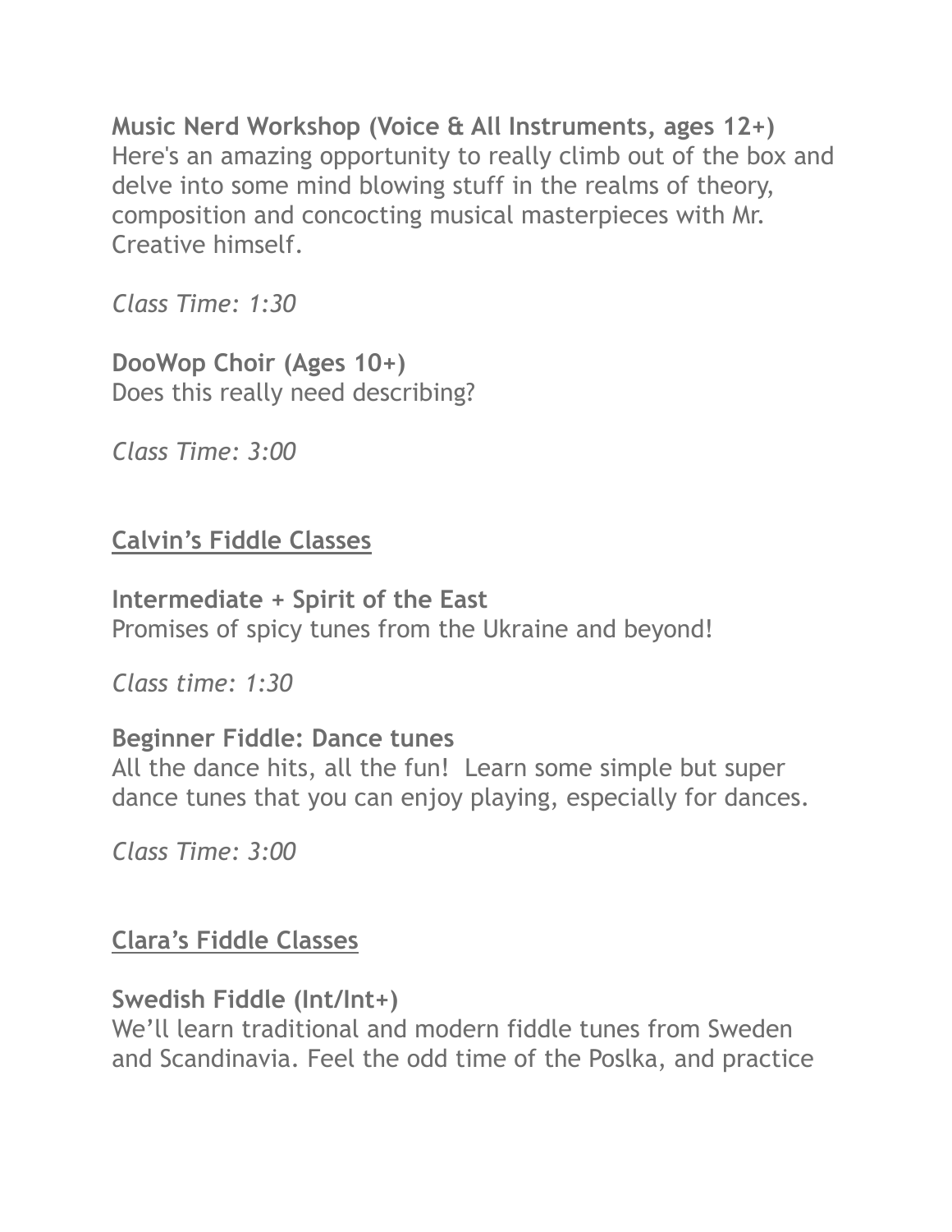**Music Nerd Workshop (Voice & All Instruments, ages 12+)**
Here's an amazing opportunity to really climb out of the box and delve into some mind blowing stuff in the realms of theory, composition and concocting musical masterpieces with Mr. Creative himself.

*Class Time: 1:30*

**DooWop Choir (Ages 10+)**
Does this really need describing?

*Class Time: 3:00*

## <u>Calvin's Fiddle Classes</u>

**Intermediate + Spirit of the East**
Promises of spicy tunes from the Ukraine and beyond!

*Class time: 1:30*

**Beginner Fiddle: Dance tunes**
All the dance hits, all the fun! Learn some simple but super dance tunes that you can enjoy playing, especially for dances.

*Class Time: 3:00*

## <u>Clara's Fiddle Classes</u>

**Swedish Fiddle (Int/Int+)**
We'll learn traditional and modern fiddle tunes from Sweden and Scandinavia. Feel the odd time of the Poslka, and practice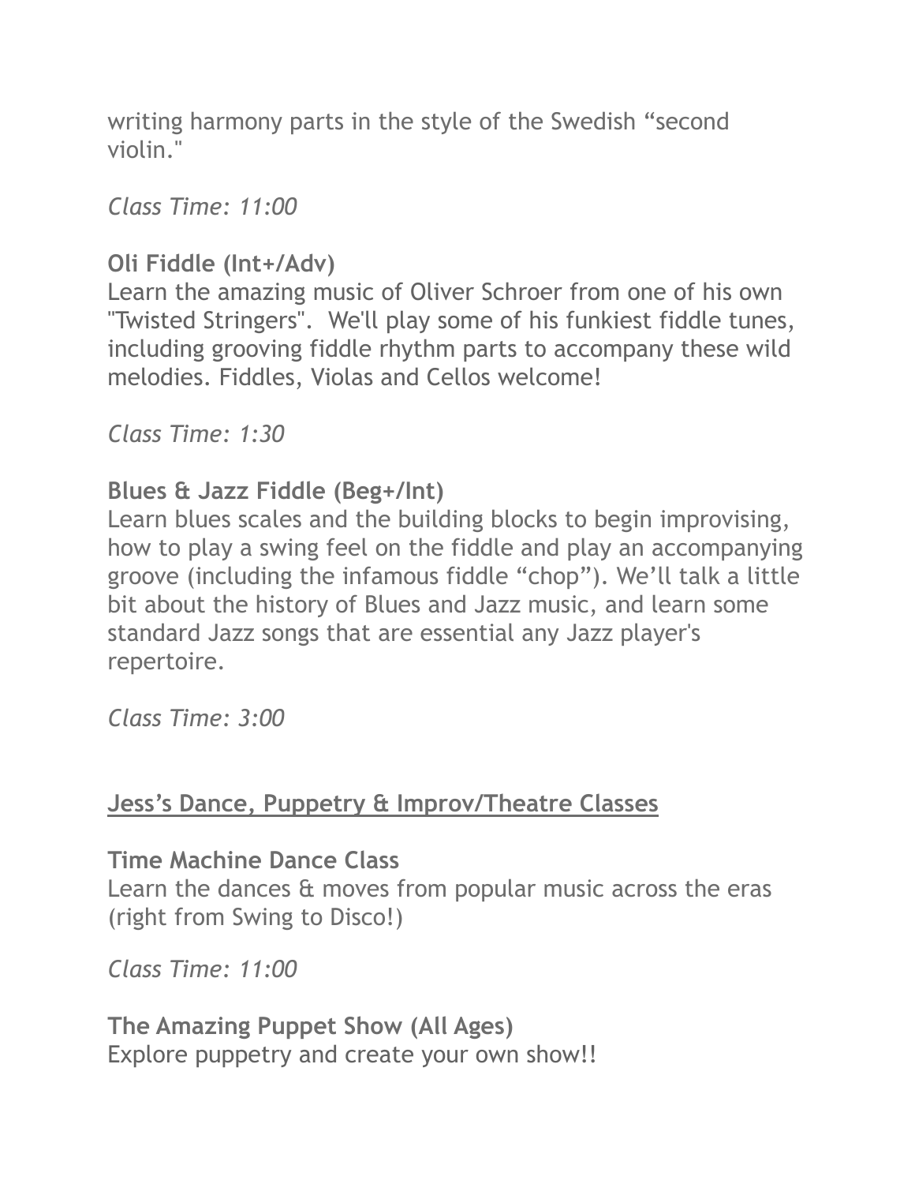writing harmony parts in the style of the Swedish “second violin."

*Class Time: 11:00*

**Oli Fiddle (Int+/Adv)**
Learn the amazing music of Oliver Schroer from one of his own "Twisted Stringers". We'll play some of his funkiest fiddle tunes, including grooving fiddle rhythm parts to accompany these wild melodies. Fiddles, Violas and Cellos welcome!

*Class Time: 1:30*

**Blues & Jazz Fiddle (Beg+/Int)**
Learn blues scales and the building blocks to begin improvising, how to play a swing feel on the fiddle and play an accompanying groove (including the infamous fiddle “chop”). We’ll talk a little bit about the history of Blues and Jazz music, and learn some standard Jazz songs that are essential any Jazz player's repertoire.

*Class Time: 3:00*

## <u>Jess’s Dance, Puppetry & Improv/Theatre Classes</u>

**Time Machine Dance Class**
Learn the dances & moves from popular music across the eras (right from Swing to Disco!)

*Class Time: 11:00*

**The Amazing Puppet Show (All Ages)**
Explore puppetry and create your own show!!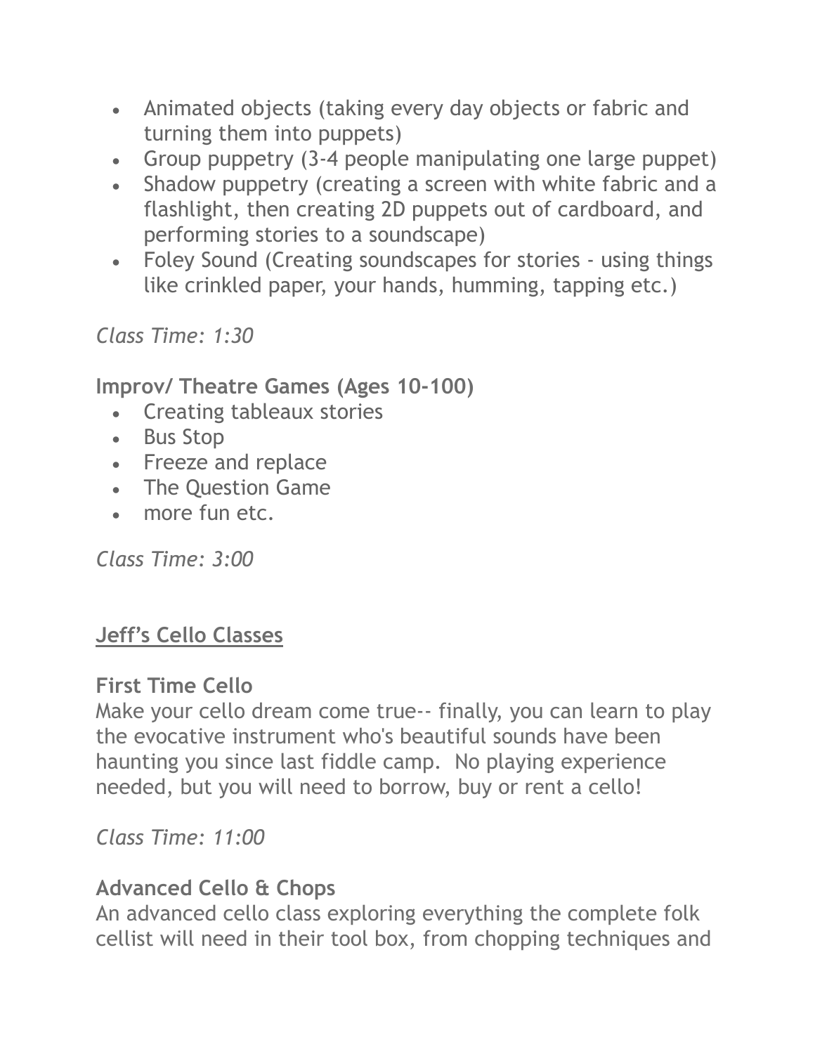- Animated objects (taking every day objects or fabric and turning them into puppets)
- Group puppetry (3-4 people manipulating one large puppet)
- Shadow puppetry (creating a screen with white fabric and a flashlight, then creating 2D puppets out of cardboard, and performing stories to a soundscape)
- Foley Sound (Creating soundscapes for stories - using things like crinkled paper, your hands, humming, tapping etc.)

*Class Time: 1:30*

**Improv/ Theatre Games (Ages 10-100)**

- Creating tableaux stories
- Bus Stop
- Freeze and replace
- The Question Game
- more fun etc.

*Class Time: 3:00*

## <u>Jeff's Cello Classes</u>

**First Time Cello**

Make your cello dream come true-- finally, you can learn to play the evocative instrument who's beautiful sounds have been haunting you since last fiddle camp. No playing experience needed, but you will need to borrow, buy or rent a cello!

*Class Time: 11:00*

**Advanced Cello & Chops**

An advanced cello class exploring everything the complete folk cellist will need in their tool box, from chopping techniques and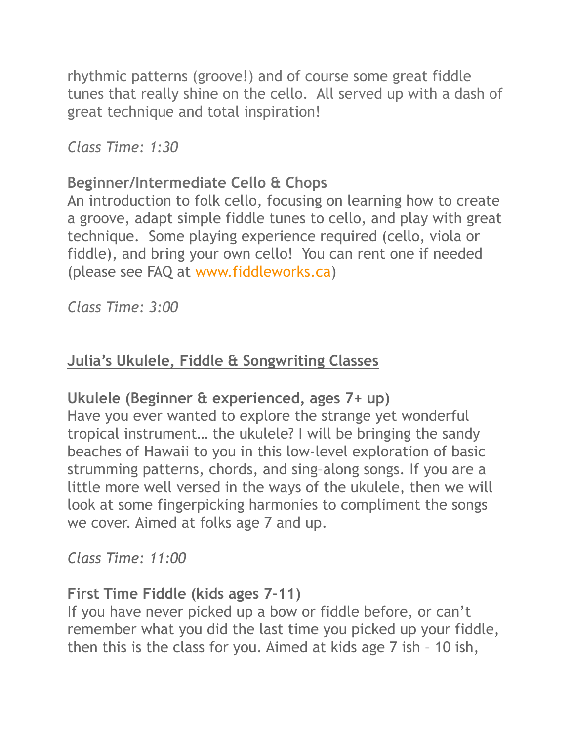rhythmic patterns (groove!) and of course some great fiddle tunes that really shine on the cello. All served up with a dash of great technique and total inspiration!

*Class Time: 1:30*

**Beginner/Intermediate Cello & Chops**
An introduction to folk cello, focusing on learning how to create a groove, adapt simple fiddle tunes to cello, and play with great technique. Some playing experience required (cello, viola or fiddle), and bring your own cello! You can rent one if needed (please see FAQ at www.fiddleworks.ca)

*Class Time: 3:00*

## Julia's Ukulele, Fiddle & Songwriting Classes

**Ukulele (Beginner & experienced, ages 7+ up)**
Have you ever wanted to explore the strange yet wonderful tropical instrument… the ukulele? I will be bringing the sandy beaches of Hawaii to you in this low-level exploration of basic strumming patterns, chords, and sing–along songs. If you are a little more well versed in the ways of the ukulele, then we will look at some fingerpicking harmonies to compliment the songs we cover. Aimed at folks age 7 and up.

*Class Time: 11:00*

**First Time Fiddle (kids ages 7-11)**
If you have never picked up a bow or fiddle before, or can't remember what you did the last time you picked up your fiddle, then this is the class for you. Aimed at kids age 7 ish – 10 ish,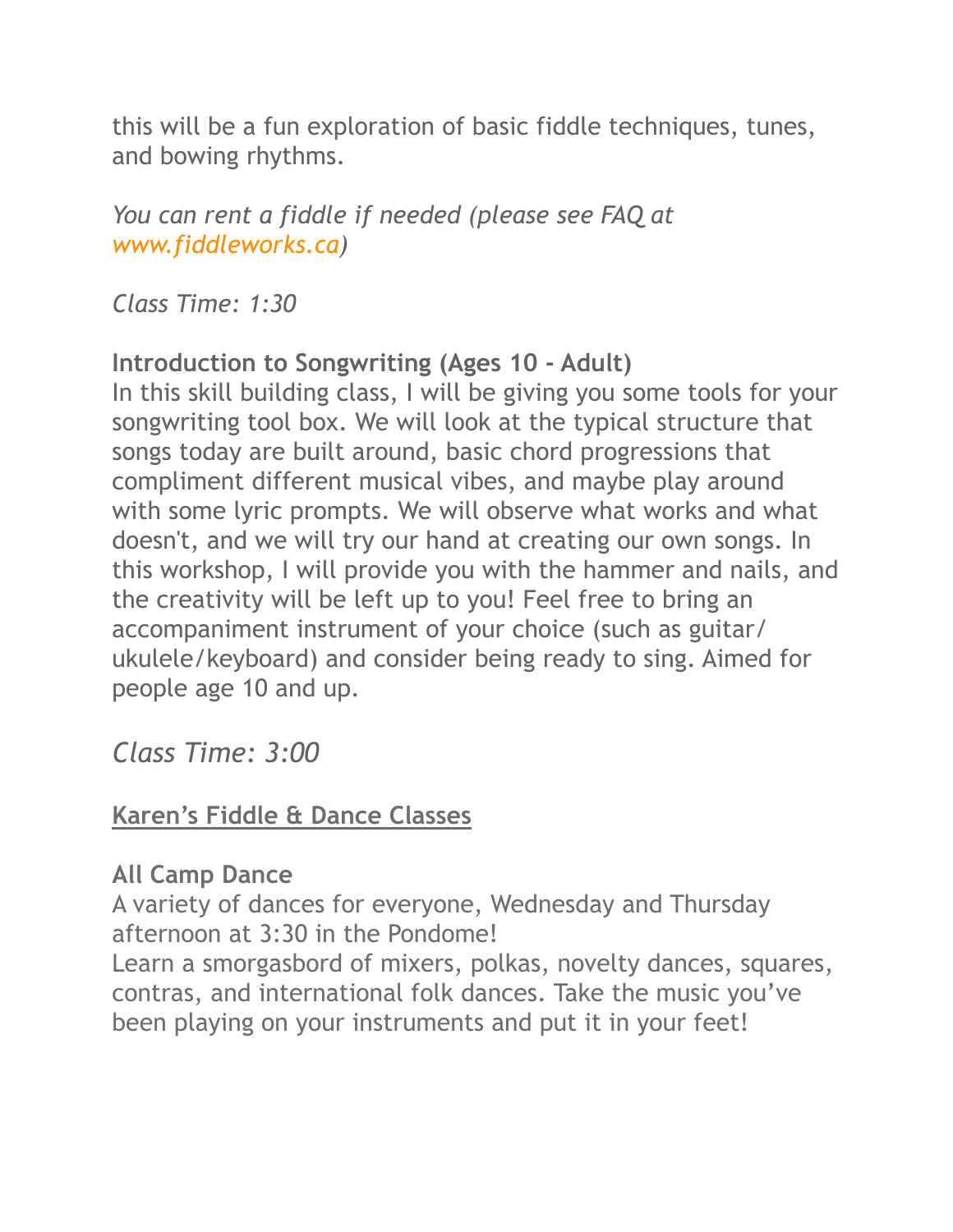this will be a fun exploration of basic fiddle techniques, tunes, and bowing rhythms.

*You can rent a fiddle if needed (please see FAQ at www.fiddleworks.ca)*

*Class Time: 1:30*

**Introduction to Songwriting (Ages 10 - Adult)**
In this skill building class, I will be giving you some tools for your songwriting tool box. We will look at the typical structure that songs today are built around, basic chord progressions that compliment different musical vibes, and maybe play around with some lyric prompts. We will observe what works and what doesn't, and we will try our hand at creating our own songs. In this workshop, I will provide you with the hammer and nails, and the creativity will be left up to you! Feel free to bring an accompaniment instrument of your choice (such as guitar/ukulele/keyboard) and consider being ready to sing. Aimed for people age 10 and up.

*Class Time: 3:00*

**Karen's Fiddle & Dance Classes**

**All Camp Dance**
A variety of dances for everyone, Wednesday and Thursday afternoon at 3:30 in the Pondome!
Learn a smorgasbord of mixers, polkas, novelty dances, squares, contras, and international folk dances. Take the music you've been playing on your instruments and put it in your feet!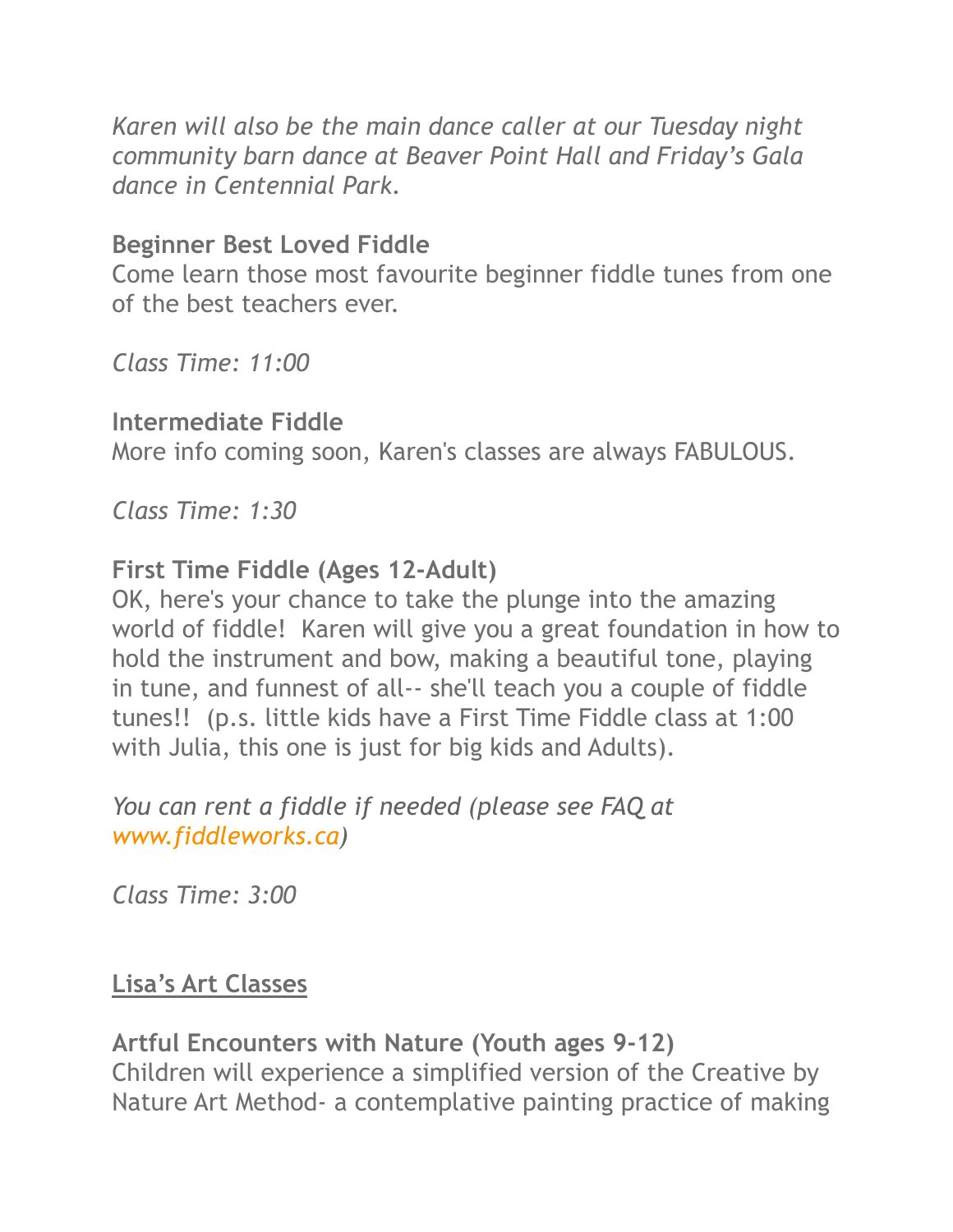*Karen will also be the main dance caller at our Tuesday night community barn dance at Beaver Point Hall and Friday's Gala dance in Centennial Park.*

**Beginner Best Loved Fiddle**
Come learn those most favourite beginner fiddle tunes from one of the best teachers ever.

*Class Time: 11:00*

**Intermediate Fiddle**
More info coming soon, Karen's classes are always FABULOUS.

*Class Time: 1:30*

**First Time Fiddle (Ages 12-Adult)**
OK, here's your chance to take the plunge into the amazing world of fiddle! Karen will give you a great foundation in how to hold the instrument and bow, making a beautiful tone, playing in tune, and funnest of all-- she'll teach you a couple of fiddle tunes!! (p.s. little kids have a First Time Fiddle class at 1:00 with Julia, this one is just for big kids and Adults).

*You can rent a fiddle if needed (please see FAQ at www.fiddleworks.ca)*

*Class Time: 3:00*

## Lisa's Art Classes

**Artful Encounters with Nature (Youth ages 9-12)**
Children will experience a simplified version of the Creative by Nature Art Method- a contemplative painting practice of making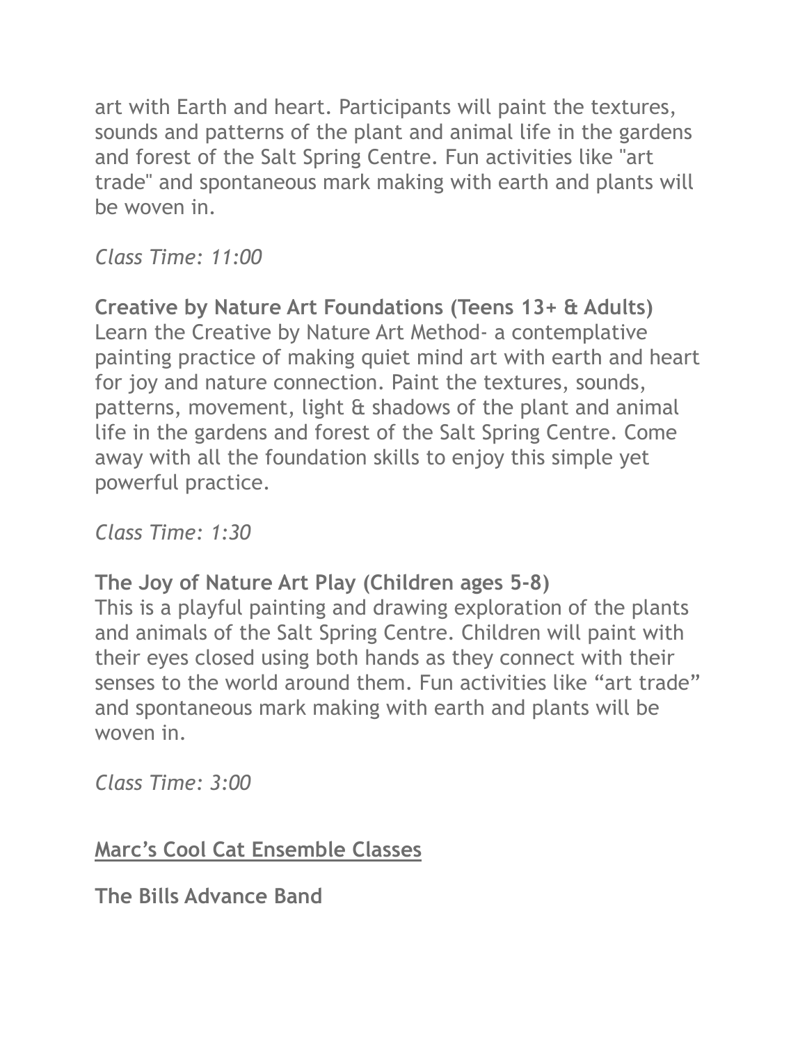art with Earth and heart. Participants will paint the textures, sounds and patterns of the plant and animal life in the gardens and forest of the Salt Spring Centre. Fun activities like "art trade" and spontaneous mark making with earth and plants will be woven in.

*Class Time: 11:00*

**Creative by Nature Art Foundations (Teens 13+ & Adults)**
Learn the Creative by Nature Art Method- a contemplative painting practice of making quiet mind art with earth and heart for joy and nature connection. Paint the textures, sounds, patterns, movement, light & shadows of the plant and animal life in the gardens and forest of the Salt Spring Centre. Come away with all the foundation skills to enjoy this simple yet powerful practice.

*Class Time: 1:30*

**The Joy of Nature Art Play (Children ages 5-8)**
This is a playful painting and drawing exploration of the plants and animals of the Salt Spring Centre. Children will paint with their eyes closed using both hands as they connect with their senses to the world around them. Fun activities like “art trade” and spontaneous mark making with earth and plants will be woven in.

*Class Time: 3:00*

## Marc’s Cool Cat Ensemble Classes

**The Bills Advance Band**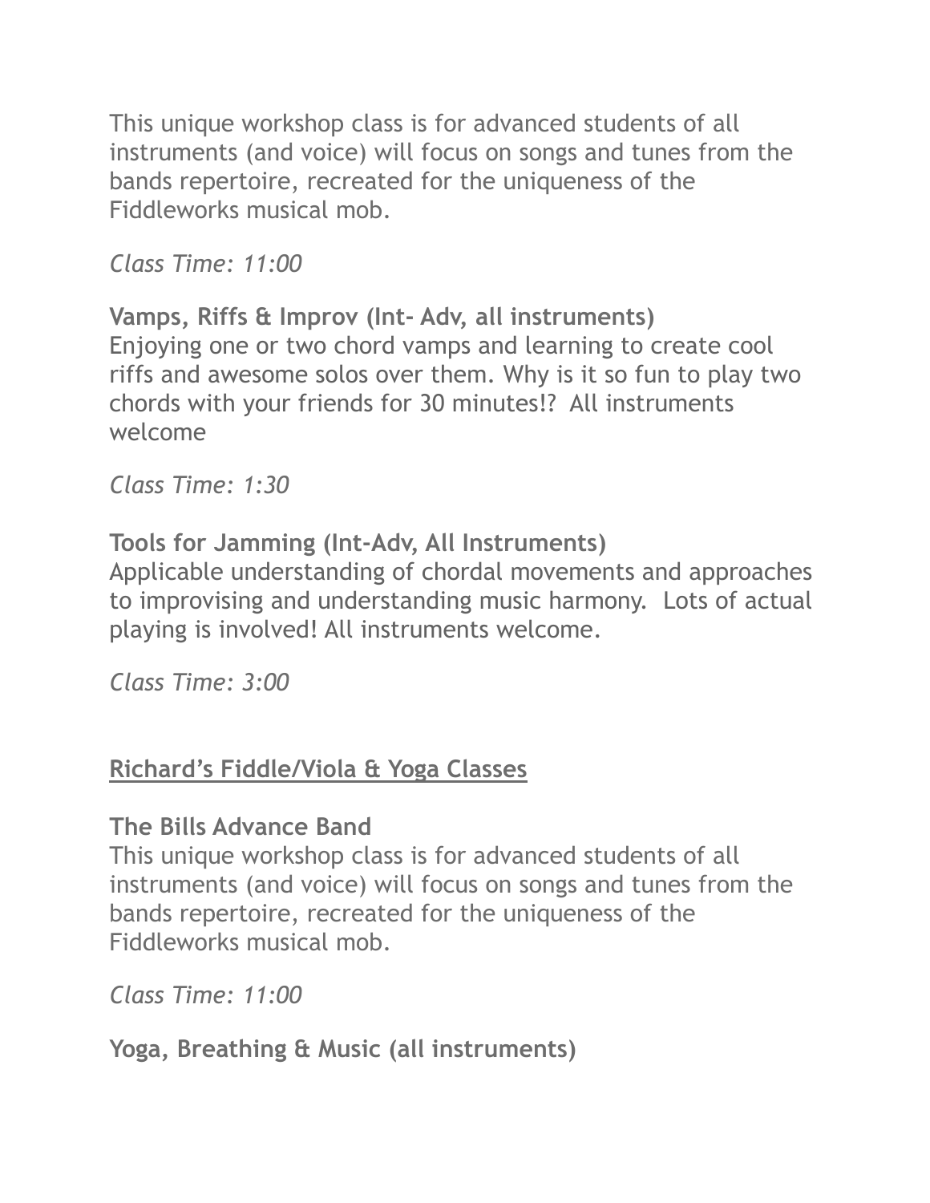This unique workshop class is for advanced students of all instruments (and voice) will focus on songs and tunes from the bands repertoire, recreated for the uniqueness of the Fiddleworks musical mob.

*Class Time: 11:00*

**Vamps, Riffs & Improv (Int- Adv, all instruments)**
Enjoying one or two chord vamps and learning to create cool riffs and awesome solos over them. Why is it so fun to play two chords with your friends for 30 minutes!? All instruments welcome

*Class Time: 1:30*

**Tools for Jamming (Int-Adv, All Instruments)**
Applicable understanding of chordal movements and approaches to improvising and understanding music harmony. Lots of actual playing is involved! All instruments welcome.

*Class Time: 3:00*

## Richard's Fiddle/Viola & Yoga Classes

**The Bills Advance Band**
This unique workshop class is for advanced students of all instruments (and voice) will focus on songs and tunes from the bands repertoire, recreated for the uniqueness of the Fiddleworks musical mob.

*Class Time: 11:00*

**Yoga, Breathing & Music (all instruments)**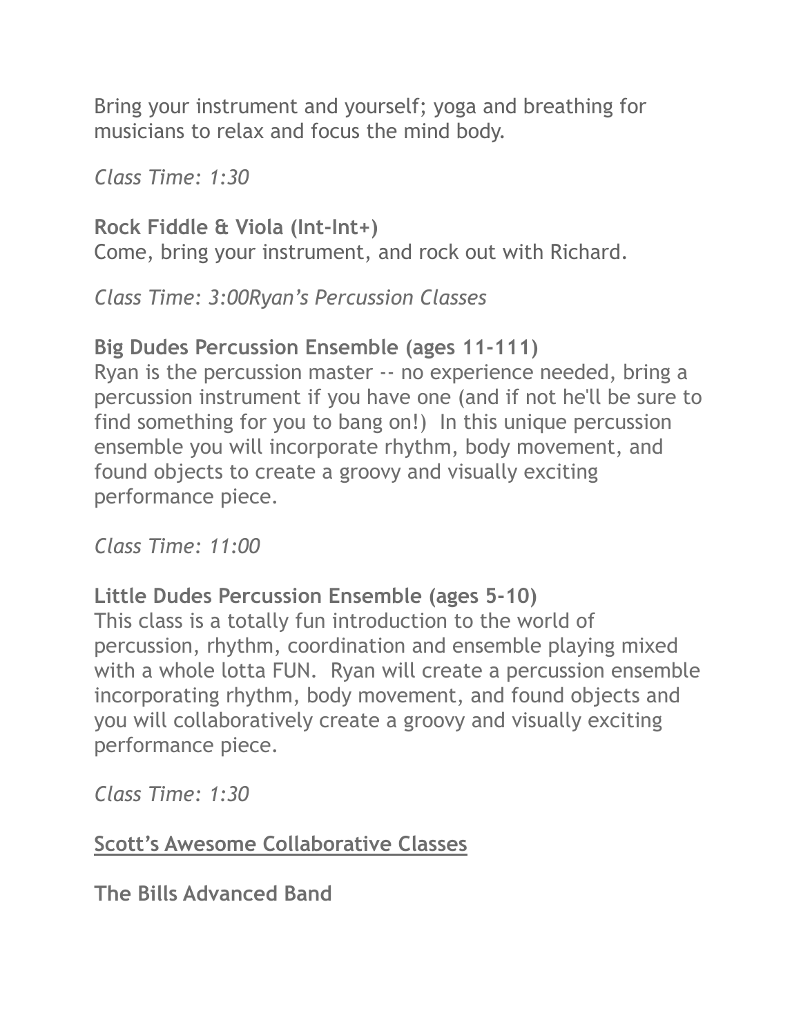Bring your instrument and yourself; yoga and breathing for musicians to relax and focus the mind body.

*Class Time: 1:30*

**Rock Fiddle & Viola (Int-Int+)**
Come, bring your instrument, and rock out with Richard.

*Class Time: 3:00Ryan's Percussion Classes*

**Big Dudes Percussion Ensemble (ages 11-111)**
Ryan is the percussion master -- no experience needed, bring a percussion instrument if you have one (and if not he'll be sure to find something for you to bang on!) In this unique percussion ensemble you will incorporate rhythm, body movement, and found objects to create a groovy and visually exciting performance piece.

*Class Time: 11:00*

**Little Dudes Percussion Ensemble (ages 5-10)**
This class is a totally fun introduction to the world of percussion, rhythm, coordination and ensemble playing mixed with a whole lotta FUN. Ryan will create a percussion ensemble incorporating rhythm, body movement, and found objects and you will collaboratively create a groovy and visually exciting performance piece.

*Class Time: 1:30*

<u>**Scott's Awesome Collaborative Classes**</u>

**The Bills Advanced Band**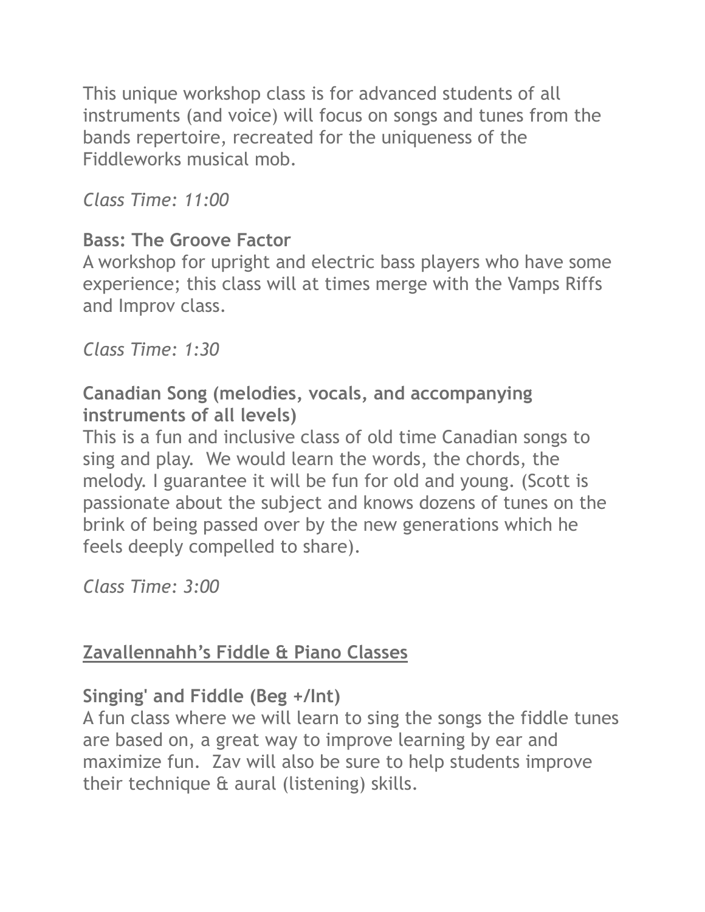This unique workshop class is for advanced students of all instruments (and voice) will focus on songs and tunes from the bands repertoire, recreated for the uniqueness of the Fiddleworks musical mob.

*Class Time: 11:00*

**Bass: The Groove Factor**
A workshop for upright and electric bass players who have some experience; this class will at times merge with the Vamps Riffs and Improv class.

*Class Time: 1:30*

**Canadian Song (melodies, vocals, and accompanying instruments of all levels)**
This is a fun and inclusive class of old time Canadian songs to sing and play. We would learn the words, the chords, the melody. I guarantee it will be fun for old and young. (Scott is passionate about the subject and knows dozens of tunes on the brink of being passed over by the new generations which he feels deeply compelled to share).

*Class Time: 3:00*

## Zavallennahh's Fiddle & Piano Classes

**Singing' and Fiddle (Beg +/Int)**
A fun class where we will learn to sing the songs the fiddle tunes are based on, a great way to improve learning by ear and maximize fun. Zav will also be sure to help students improve their technique & aural (listening) skills.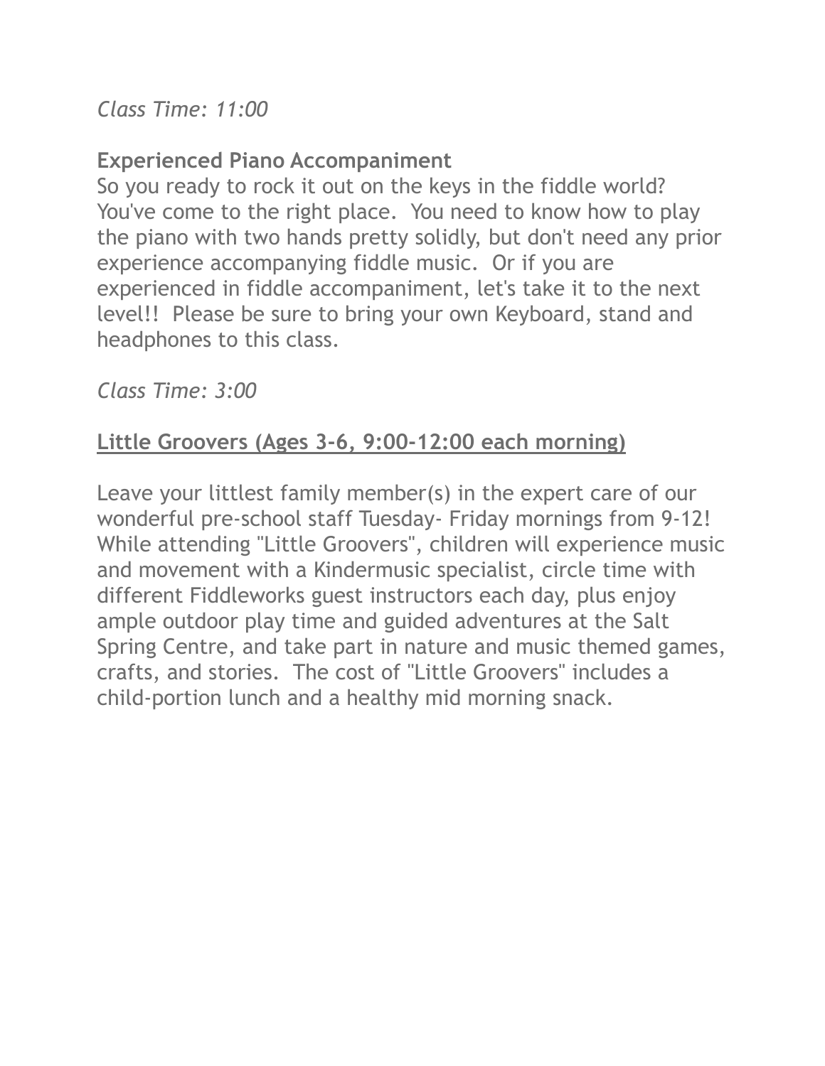*Class Time: 11:00*

**Experienced Piano Accompaniment**
So you ready to rock it out on the keys in the fiddle world? You've come to the right place. You need to know how to play the piano with two hands pretty solidly, but don't need any prior experience accompanying fiddle music. Or if you are experienced in fiddle accompaniment, let's take it to the next level!! Please be sure to bring your own Keyboard, stand and headphones to this class.

*Class Time: 3:00*

**Little Groovers (Ages 3-6, 9:00-12:00 each morning)**

Leave your littlest family member(s) in the expert care of our wonderful pre-school staff Tuesday- Friday mornings from 9-12! While attending "Little Groovers", children will experience music and movement with a Kindermusic specialist, circle time with different Fiddleworks guest instructors each day, plus enjoy ample outdoor play time and guided adventures at the Salt Spring Centre, and take part in nature and music themed games, crafts, and stories. The cost of "Little Groovers" includes a child-portion lunch and a healthy mid morning snack.